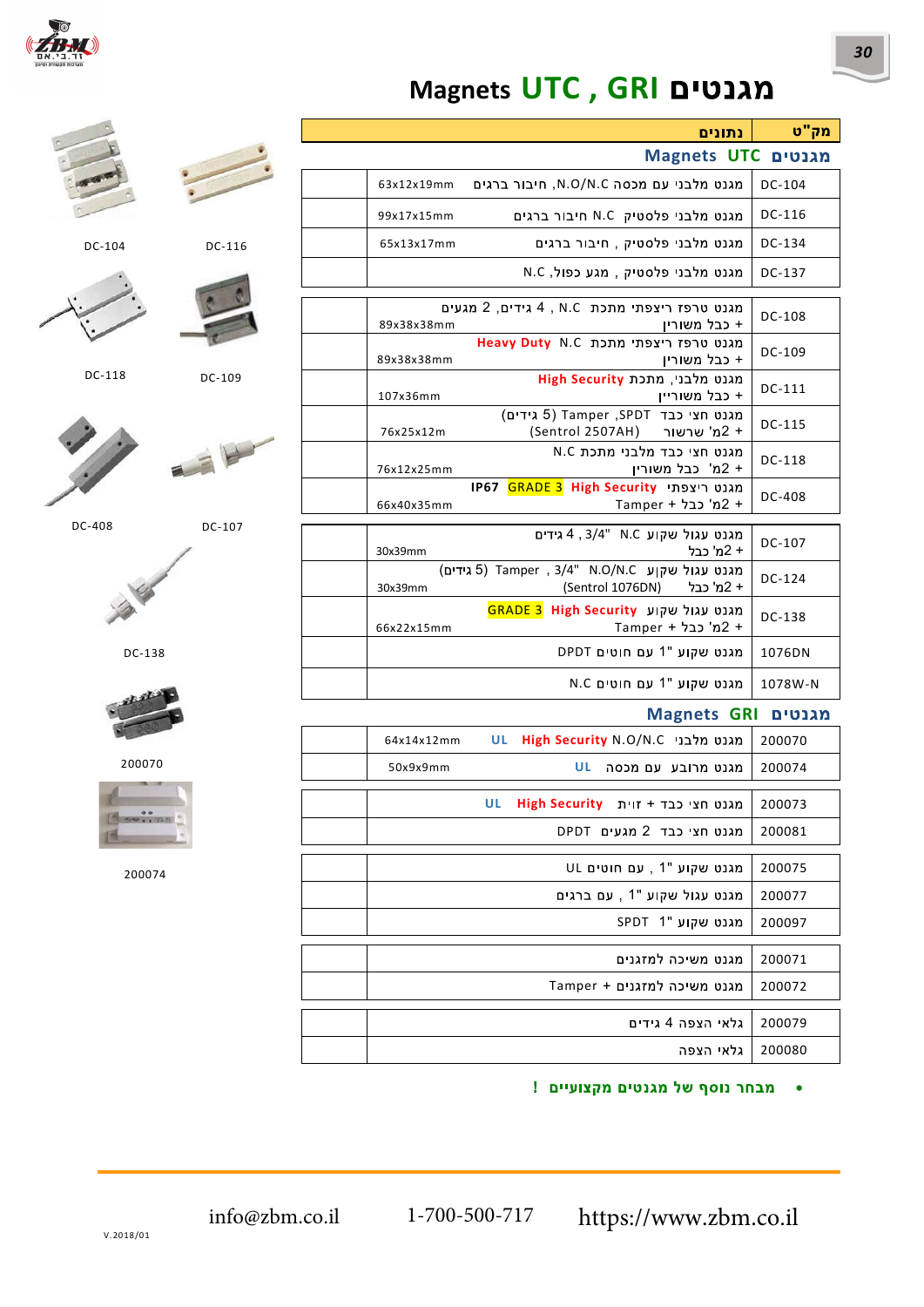# Magnets UTC , GRI מגנטים

| מק"ט | נתונים | |
|---|---|---|
| **מגנטים UTC Magnets** | | |
| DC-104 | מגנט מלבני עם מכסה N.O/N.C, חיבור ברגים | 63x12x19mm |
| DC-116 | מגנט מלבני פלסטיק N.C חיבור ברגים | 99x17x15mm |
| DC-134 | מגנט מלבני פלסטיק , חיבור ברגים | 65x13x17mm |
| DC-137 | מגנט מלבני פלסטיק , מגע כפול, N.C | |
| DC-108 | מגנט טרפז ריצפתי מתכת N.C , 4 גידים, 2 מגעים + כבל משוריין | 89x38x38mm |
| DC-109 | מגנט טרפז ריצפתי מתכת N.C **Heavy Duty** + כבל משוריין | 89x38x38mm |
| DC-111 | מגנט מלבני, מתכת **High Security** + כבל משוריין | 107x36mm |
| DC-115 | מגנט חצי כבל SPDT, Tamper (5 גידים) + 2מ' שרשור (Sentrol 2507AH) | 76x25x12m |
| DC-118 | מגנט חצי כבל מלבני מתכת N.C + 2מ' כבל משוריין | 76x12x25mm |
| DC-408 | מגנט ריצפתי **High Security** **GRADE 3** **IP67** + 2מ' כבל + Tamper | 66x40x35mm |
| DC-107 | מגנט עגול שקוע N.C "3/4 , 4 גידים + 2מ' כבל | 30x39mm |
| DC-124 | מגנט עגול שקוע N.O/N.C "3/4 , Tamper (5 גידים) + 2מ' כבל (Sentrol 1076DN) | 30x39mm |
| DC-138 | מגנט עגול שקוע **High Security** **GRADE 3** + 2מ' כבל + Tamper | 66x22x15mm |
| 1076DN | מגנט שקוע "1 עם חוטים DPDT | |
| 1078W-N | מגנט שקוע "1 עם חוטים N.C | |
| **מגנטים GRI Magnets** | | |
| 200070 | מגנט מלבני N.O/N.C **High Security** **UL** | 64x14x12mm |
| 200074 | מגנט מרובע עם מכסה **UL** | 50x9x9mm |
| 200073 | מגנט חצי כבל + זווית **High Security** **UL** | |
| 200081 | מגנט חצי כבל 2 מגעים DPDT | |
| 200075 | מגנט שקוע "1 , עם חוטים UL | |
| 200077 | מגנט עגול שקוע "1 , עם ברגים | |
| 200097 | מגנט שקוע "1 SPDT | |
| 200071 | מגנט משיכה למזגנים | |
| 200072 | מגנט משיכה למזגנים + Tamper | |
| 200079 | גלאי הצפה 4 גידים | |
| 200080 | גלאי הצפה | |

DC-104, DC-116, DC-118, DC-109, DC-408, DC-107, DC-138, 200070, 200074

- **מבחר נוסף של מגנטים מקצועיים !**

info@zbm.co.il 1-700-500-717 https://www.zbm.co.il

V.2018/01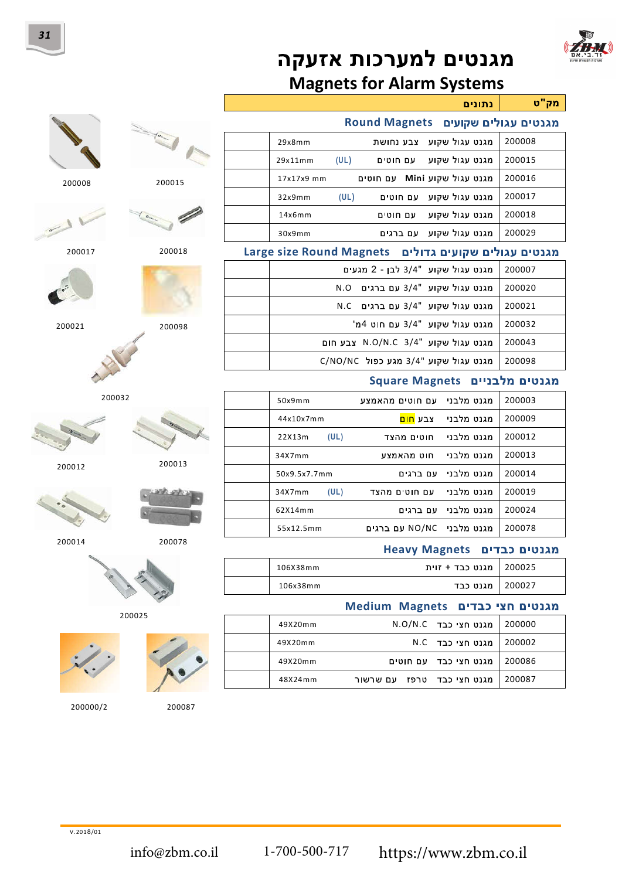# מגנטים למערכות אזעקה

## Magnets for Alarm Systems

| מק"ט | נתונים | |
|---|---|---|
| **מגנטים עגולים שקועים Round Magnets** | | |
| 200008 | מגנט עגול שקוע צבע נחושת 29x8mm | |
| 200015 | מגנט עגול שקוע עם חוטים (UL) 29x11mm | |
| 200016 | מגנט עגול שקוע Mini עם חוטים 17x17x9 mm | |
| 200017 | מגנט עגול שקוע עם חוטים (UL) 32x9mm | |
| 200018 | מגנט עגול שקוע עם חוטים 14x6mm | |
| 200029 | מגנט עגול שקוע עם ברגים 30x9mm | |
| **מגנטים עגולים שקועים גדולים Large size Round Magnets** | | |
| 200007 | מגנט עגול שקוע "3/4 לבן 2 - מגעים | |
| 200020 | מגנט עגול שקוע "3/4 עם ברגים N.O | |
| 200021 | מגנט עגול שקוע "3/4 עם ברגים N.C | |
| 200032 | מגנט עגול שקוע "3/4 עם חוט 4m' | |
| 200043 | מגנט עגול שקוע "3/4 N.O/N.C צבע חום | |
| 200098 | מגנט עגול שקוע "3/4 מגע כפול C/NO/NC | |
| **מגנטים מלבניים Square Magnets** | | |
| 200003 | מגנט מלבני עם חוטים מהאמצע 50x9mm | |
| 200009 | מגנט מלבני צבע חום 44x10x7mm | |
| 200012 | מגנט מלבני חוטים מהצד (UL) 22X13m | |
| 200013 | מגנט מלבני חוט מהאמצע 34X7mm | |
| 200014 | מגנט מלבני עם ברגים 50x9.5x7.7mm | |
| 200019 | מגנט מלבני עם חוטים מהצד (UL) 34X7mm | |
| 200024 | מגנט מלבני עם ברגים 62X14mm | |
| 200078 | מגנט מלבני NO/NC עם ברגים 55x12.5mm | |
| **מגנטים כבדים Heavy Magnets** | | |
| 200025 | מגנט כבד + זוית 106X38mm | |
| 200027 | מגנט כבד 106x38mm | |
| **מגנטים חצי כבדים Medium Magnets** | | |
| 200000 | מגנט חצי כבד N.O/N.C 49X20mm | |
| 200002 | מגנט חצי כבד N.C 49X20mm | |
| 200086 | מגנט חצי כבד עם חוטים 49X20mm | |
| 200087 | מגנט חצי כבד טרפז עם שרשור 48X24mm | |

200008 200015

200017 200018

200021 200098

200032

200012 200013

200014 200078

200025

200000/2 200087

V.2018/01

info@zbm.co.il 1-700-500-717 https://www.zbm.co.il